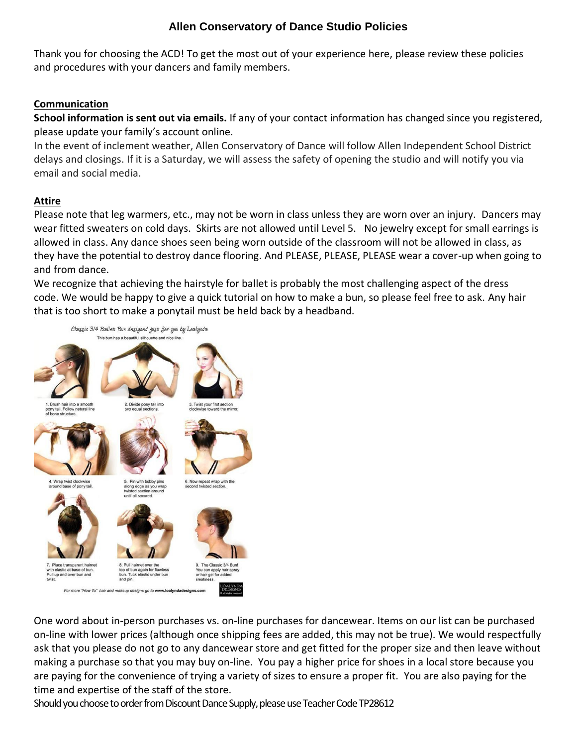# Allen Conservatory of Dance Studio Policies

Thank you for choosing the ACD! To get the most out of your experience here, please review these policies and procedures with your dancers and family members.

## Communication

**School information is sent out via emails.** If any of your contact information has changed since you registered, please update your family's account online.

In the event of inclement weather, Allen Conservatory of Dance will follow Allen Independent School District delays and closings. If it is a Saturday, we will assess the safety of opening the studio and will notify you via email and social media.

## Attire

Please note that leg warmers, etc., may not be worn in class unless they are worn over an injury. Dancers may wear fitted sweaters on cold days. Skirts are not allowed until Level 5. No jewelry except for small earrings is allowed in class. Any dance shoes seen being worn outside of the classroom will not be allowed in class, as they have the potential to destroy dance flooring. And PLEASE, PLEASE, PLEASE wear a cover-up when going to and from dance.

We recognize that achieving the hairstyle for ballet is probably the most challenging aspect of the dress code. We would be happy to give a quick tutorial on how to make a bun, so please feel free to ask. Any hair that is too short to make a ponytail must be held back by a headband.

*Classic 3/4 Ballet Bun designed just for you by Loalynda*

This bun has a beautiful silhouette and nice line.

1. Brush hair into a smooth pony tail. Follow natural line of bone structure.
2. Divide pony tail into two equal sections.
3. Twist your first section clockwise toward the mirror.
4. Wrap twist clockwise around base of pony tail.
5. Pin with bobby pins along edge as you wrap twisted section around until all secured.
6. Now repeat wrap with the second twisted section.
7. Place transparent hairnet with elastic at base of bun. Pull up and over bun and twist.
8. Pull hairnet over the top of bun again for flawless bun. Tuck elastic under bun and pin.
9. The Classic 3/4 Bun! You can apply hair spray or hair gel for added sleekness.

*For more "How To" hair and makeup designs go to www.loalyndadesigns.com*

One word about in-person purchases vs. on-line purchases for dancewear. Items on our list can be purchased on-line with lower prices (although once shipping fees are added, this may not be true). We would respectfully ask that you please do not go to any dancewear store and get fitted for the proper size and then leave without making a purchase so that you may buy on-line. You pay a higher price for shoes in a local store because you are paying for the convenience of trying a variety of sizes to ensure a proper fit. You are also paying for the time and expertise of the staff of the store.

Should you choose to order from Discount Dance Supply, please use Teacher Code TP28612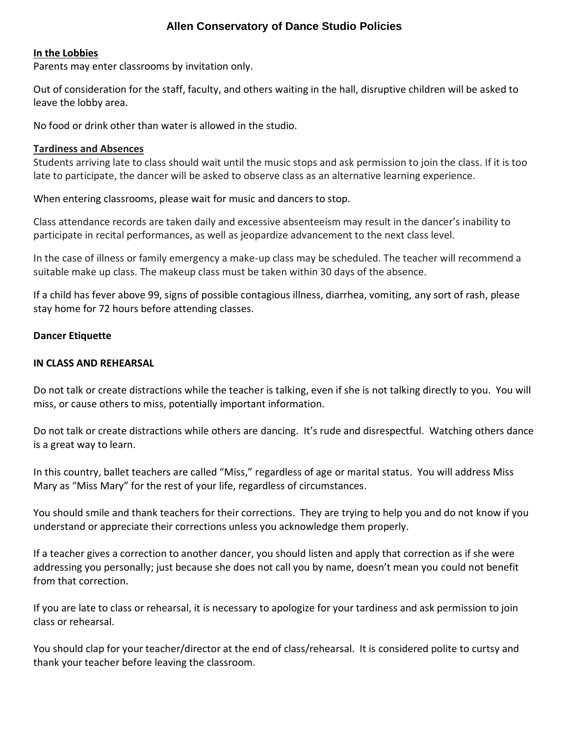# Allen Conservatory of Dance Studio Policies

**In the Lobbies**

Parents may enter classrooms by invitation only.

Out of consideration for the staff, faculty, and others waiting in the hall, disruptive children will be asked to leave the lobby area.

No food or drink other than water is allowed in the studio.

**Tardiness and Absences**

Students arriving late to class should wait until the music stops and ask permission to join the class. If it is too late to participate, the dancer will be asked to observe class as an alternative learning experience.

When entering classrooms, please wait for music and dancers to stop.

Class attendance records are taken daily and excessive absenteeism may result in the dancer's inability to participate in recital performances, as well as jeopardize advancement to the next class level.

In the case of illness or family emergency a make-up class may be scheduled. The teacher will recommend a suitable make up class. The makeup class must be taken within 30 days of the absence.

If a child has fever above 99, signs of possible contagious illness, diarrhea, vomiting, any sort of rash, please stay home for 72 hours before attending classes.

**Dancer Etiquette**

**IN CLASS AND REHEARSAL**

Do not talk or create distractions while the teacher is talking, even if she is not talking directly to you. You will miss, or cause others to miss, potentially important information.

Do not talk or create distractions while others are dancing. It's rude and disrespectful. Watching others dance is a great way to learn.

In this country, ballet teachers are called "Miss," regardless of age or marital status. You will address Miss Mary as "Miss Mary" for the rest of your life, regardless of circumstances.

You should smile and thank teachers for their corrections. They are trying to help you and do not know if you understand or appreciate their corrections unless you acknowledge them properly.

If a teacher gives a correction to another dancer, you should listen and apply that correction as if she were addressing you personally; just because she does not call you by name, doesn't mean you could not benefit from that correction.

If you are late to class or rehearsal, it is necessary to apologize for your tardiness and ask permission to join class or rehearsal.

You should clap for your teacher/director at the end of class/rehearsal. It is considered polite to curtsy and thank your teacher before leaving the classroom.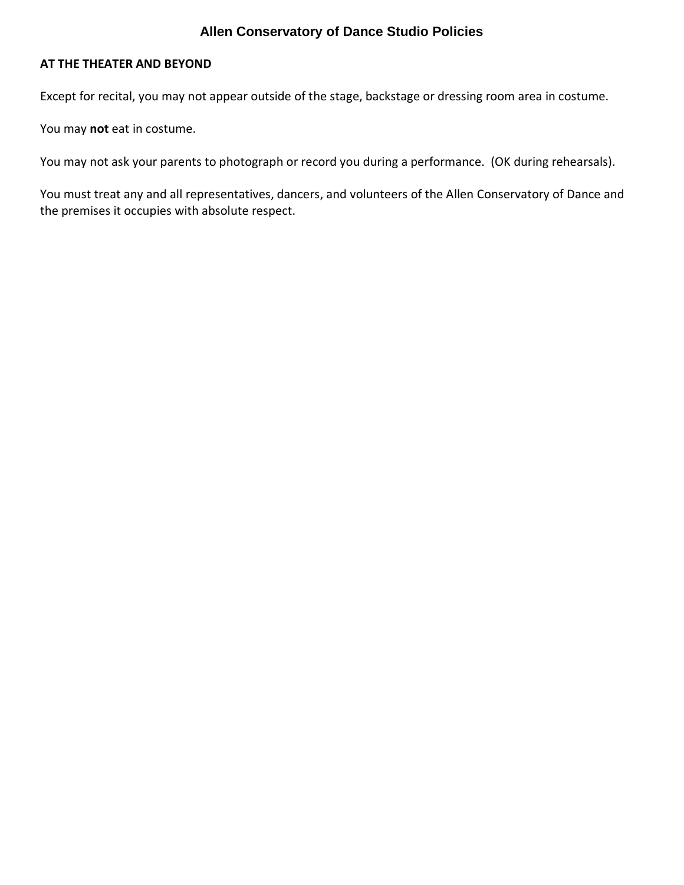# Allen Conservatory of Dance Studio Policies

**AT THE THEATER AND BEYOND**

Except for recital, you may not appear outside of the stage, backstage or dressing room area in costume.

You may **not** eat in costume.

You may not ask your parents to photograph or record you during a performance. (OK during rehearsals).

You must treat any and all representatives, dancers, and volunteers of the Allen Conservatory of Dance and the premises it occupies with absolute respect.